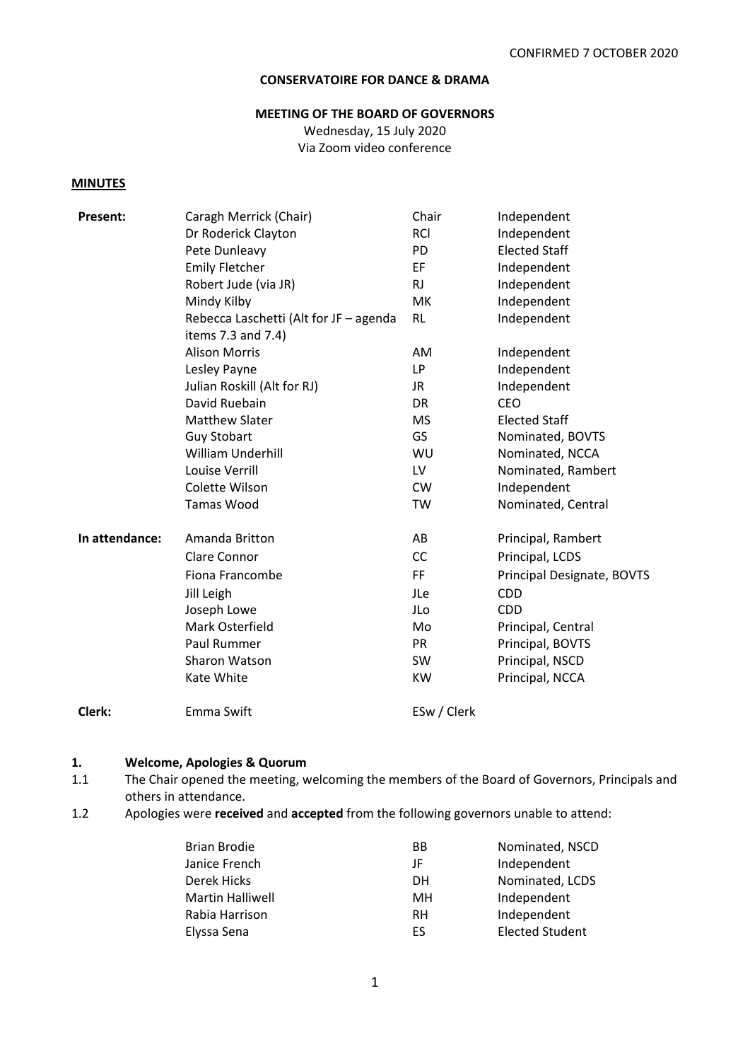CONFIRMED 7 OCTOBER 2020

**CONSERVATOIRE FOR DANCE & DRAMA**

**MEETING OF THE BOARD OF GOVERNORS**

Wednesday, 15 July 2020

Via Zoom video conference

**MINUTES**

| | | | |
|---|---|---|---|
| **Present:** | Caragh Merrick (Chair) | Chair | Independent |
| | Dr Roderick Clayton | RCl | Independent |
| | Pete Dunleavy | PD | Elected Staff |
| | Emily Fletcher | EF | Independent |
| | Robert Jude (via JR) | RJ | Independent |
| | Mindy Kilby | MK | Independent |
| | Rebecca Laschetti (Alt for JF – agenda items 7.3 and 7.4) | RL | Independent |
| | Alison Morris | AM | Independent |
| | Lesley Payne | LP | Independent |
| | Julian Roskill (Alt for RJ) | JR | Independent |
| | David Ruebain | DR | CEO |
| | Matthew Slater | MS | Elected Staff |
| | Guy Stobart | GS | Nominated, BOVTS |
| | William Underhill | WU | Nominated, NCCA |
| | Louise Verrill | LV | Nominated, Rambert |
| | Colette Wilson | CW | Independent |
| | Tamas Wood | TW | Nominated, Central |
| **In attendance:** | Amanda Britton | AB | Principal, Rambert |
| | Clare Connor | CC | Principal, LCDS |
| | Fiona Francombe | FF | Principal Designate, BOVTS |
| | Jill Leigh | JLe | CDD |
| | Joseph Lowe | JLo | CDD |
| | Mark Osterfield | Mo | Principal, Central |
| | Paul Rummer | PR | Principal, BOVTS |
| | Sharon Watson | SW | Principal, NSCD |
| | Kate White | KW | Principal, NCCA |
| **Clerk:** | Emma Swift | ESw / Clerk | |

## 1. Welcome, Apologies & Quorum

1.1 The Chair opened the meeting, welcoming the members of the Board of Governors, Principals and others in attendance.

1.2 Apologies were **received** and **accepted** from the following governors unable to attend:

| | | |
|---|---|---|
| Brian Brodie | BB | Nominated, NSCD |
| Janice French | JF | Independent |
| Derek Hicks | DH | Nominated, LCDS |
| Martin Halliwell | MH | Independent |
| Rabia Harrison | RH | Independent |
| Elyssa Sena | ES | Elected Student |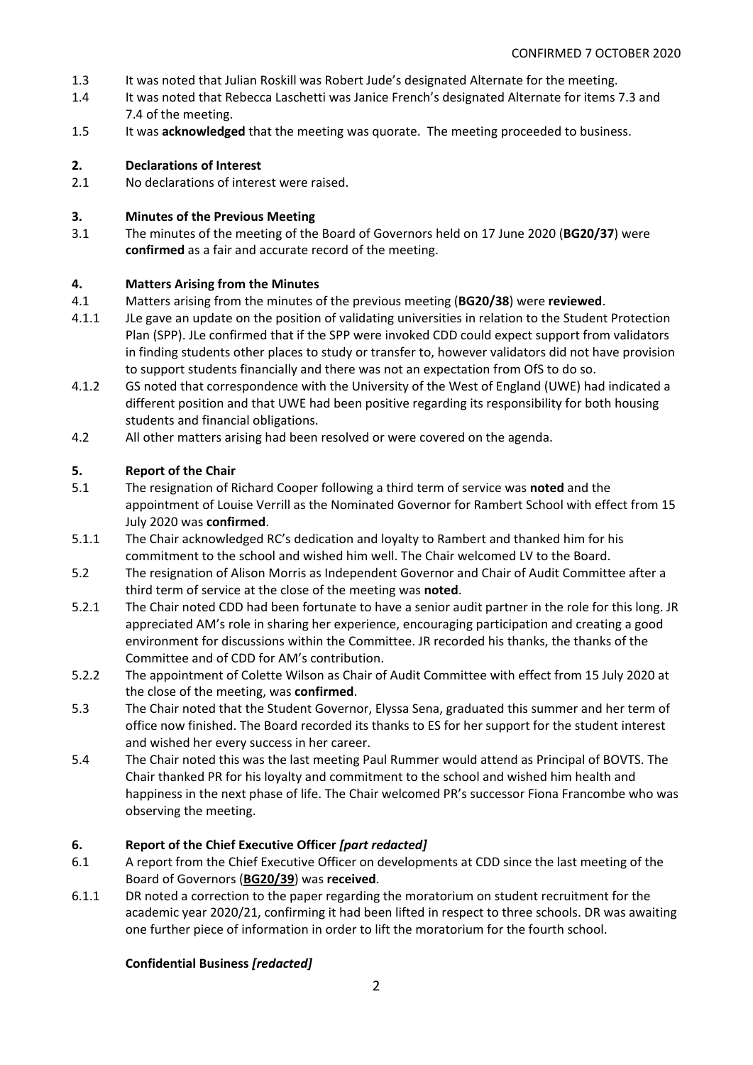CONFIRMED 7 OCTOBER 2020

1.3 It was noted that Julian Roskill was Robert Jude's designated Alternate for the meeting.

1.4 It was noted that Rebecca Laschetti was Janice French's designated Alternate for items 7.3 and 7.4 of the meeting.

1.5 It was **acknowledged** that the meeting was quorate. The meeting proceeded to business.

## 2. Declarations of Interest

2.1 No declarations of interest were raised.

## 3. Minutes of the Previous Meeting

3.1 The minutes of the meeting of the Board of Governors held on 17 June 2020 (**BG20/37**) were **confirmed** as a fair and accurate record of the meeting.

## 4. Matters Arising from the Minutes

4.1 Matters arising from the minutes of the previous meeting (**BG20/38**) were **reviewed**.

4.1.1 JLe gave an update on the position of validating universities in relation to the Student Protection Plan (SPP). JLe confirmed that if the SPP were invoked CDD could expect support from validators in finding students other places to study or transfer to, however validators did not have provision to support students financially and there was not an expectation from OfS to do so.

4.1.2 GS noted that correspondence with the University of the West of England (UWE) had indicated a different position and that UWE had been positive regarding its responsibility for both housing students and financial obligations.

4.2 All other matters arising had been resolved or were covered on the agenda.

## 5. Report of the Chair

5.1 The resignation of Richard Cooper following a third term of service was **noted** and the appointment of Louise Verrill as the Nominated Governor for Rambert School with effect from 15 July 2020 was **confirmed**.

5.1.1 The Chair acknowledged RC's dedication and loyalty to Rambert and thanked him for his commitment to the school and wished him well. The Chair welcomed LV to the Board.

5.2 The resignation of Alison Morris as Independent Governor and Chair of Audit Committee after a third term of service at the close of the meeting was **noted**.

5.2.1 The Chair noted CDD had been fortunate to have a senior audit partner in the role for this long. JR appreciated AM's role in sharing her experience, encouraging participation and creating a good environment for discussions within the Committee. JR recorded his thanks, the thanks of the Committee and of CDD for AM's contribution.

5.2.2 The appointment of Colette Wilson as Chair of Audit Committee with effect from 15 July 2020 at the close of the meeting, was **confirmed**.

5.3 The Chair noted that the Student Governor, Elyssa Sena, graduated this summer and her term of office now finished. The Board recorded its thanks to ES for her support for the student interest and wished her every success in her career.

5.4 The Chair noted this was the last meeting Paul Rummer would attend as Principal of BOVTS. The Chair thanked PR for his loyalty and commitment to the school and wished him health and happiness in the next phase of life. The Chair welcomed PR's successor Fiona Francombe who was observing the meeting.

## 6. Report of the Chief Executive Officer *[part redacted]*

6.1 A report from the Chief Executive Officer on developments at CDD since the last meeting of the Board of Governors (**BG20/39**) was **received**.

6.1.1 DR noted a correction to the paper regarding the moratorium on student recruitment for the academic year 2020/21, confirming it had been lifted in respect to three schools. DR was awaiting one further piece of information in order to lift the moratorium for the fourth school.

**Confidential Business *[redacted]***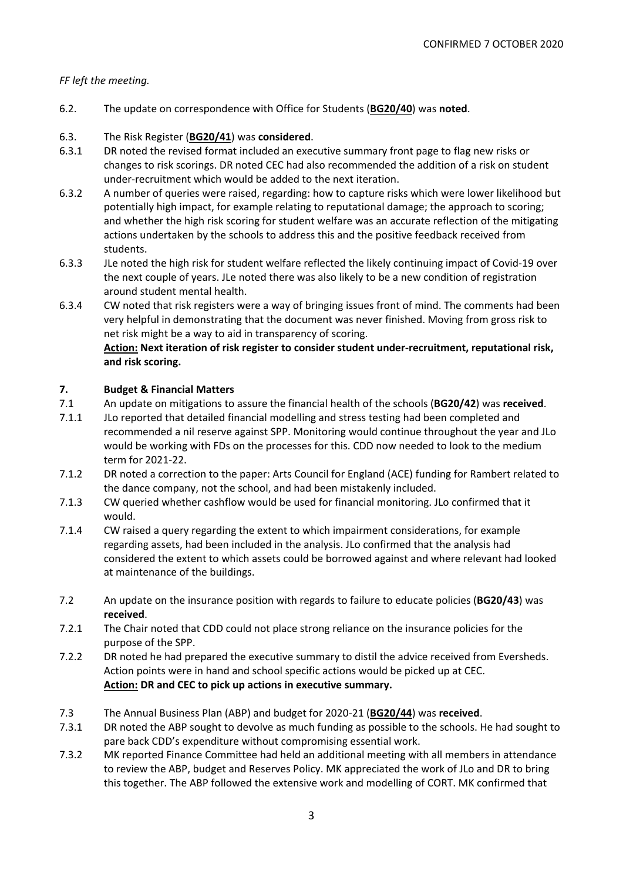CONFIRMED 7 OCTOBER 2020

*FF left the meeting.*

6.2. The update on correspondence with Office for Students (**BG20/40**) was **noted**.

6.3. The Risk Register (**BG20/41**) was **considered**.

6.3.1 DR noted the revised format included an executive summary front page to flag new risks or changes to risk scorings. DR noted CEC had also recommended the addition of a risk on student under-recruitment which would be added to the next iteration.

6.3.2 A number of queries were raised, regarding: how to capture risks which were lower likelihood but potentially high impact, for example relating to reputational damage; the approach to scoring; and whether the high risk scoring for student welfare was an accurate reflection of the mitigating actions undertaken by the schools to address this and the positive feedback received from students.

6.3.3 JLe noted the high risk for student welfare reflected the likely continuing impact of Covid-19 over the next couple of years. JLe noted there was also likely to be a new condition of registration around student mental health.

6.3.4 CW noted that risk registers were a way of bringing issues front of mind. The comments had been very helpful in demonstrating that the document was never finished. Moving from gross risk to net risk might be a way to aid in transparency of scoring.
**Action: Next iteration of risk register to consider student under-recruitment, reputational risk, and risk scoring.**

## 7. Budget & Financial Matters

7.1 An update on mitigations to assure the financial health of the schools (**BG20/42**) was **received**.

7.1.1 JLo reported that detailed financial modelling and stress testing had been completed and recommended a nil reserve against SPP. Monitoring would continue throughout the year and JLo would be working with FDs on the processes for this. CDD now needed to look to the medium term for 2021-22.

7.1.2 DR noted a correction to the paper: Arts Council for England (ACE) funding for Rambert related to the dance company, not the school, and had been mistakenly included.

7.1.3 CW queried whether cashflow would be used for financial monitoring. JLo confirmed that it would.

7.1.4 CW raised a query regarding the extent to which impairment considerations, for example regarding assets, had been included in the analysis. JLo confirmed that the analysis had considered the extent to which assets could be borrowed against and where relevant had looked at maintenance of the buildings.

7.2 An update on the insurance position with regards to failure to educate policies (**BG20/43**) was **received**.

7.2.1 The Chair noted that CDD could not place strong reliance on the insurance policies for the purpose of the SPP.

7.2.2 DR noted he had prepared the executive summary to distil the advice received from Eversheds. Action points were in hand and school specific actions would be picked up at CEC.
**Action: DR and CEC to pick up actions in executive summary.**

7.3 The Annual Business Plan (ABP) and budget for 2020-21 (**BG20/44**) was **received**.

7.3.1 DR noted the ABP sought to devolve as much funding as possible to the schools. He had sought to pare back CDD's expenditure without compromising essential work.

7.3.2 MK reported Finance Committee had held an additional meeting with all members in attendance to review the ABP, budget and Reserves Policy. MK appreciated the work of JLo and DR to bring this together. The ABP followed the extensive work and modelling of CORT. MK confirmed that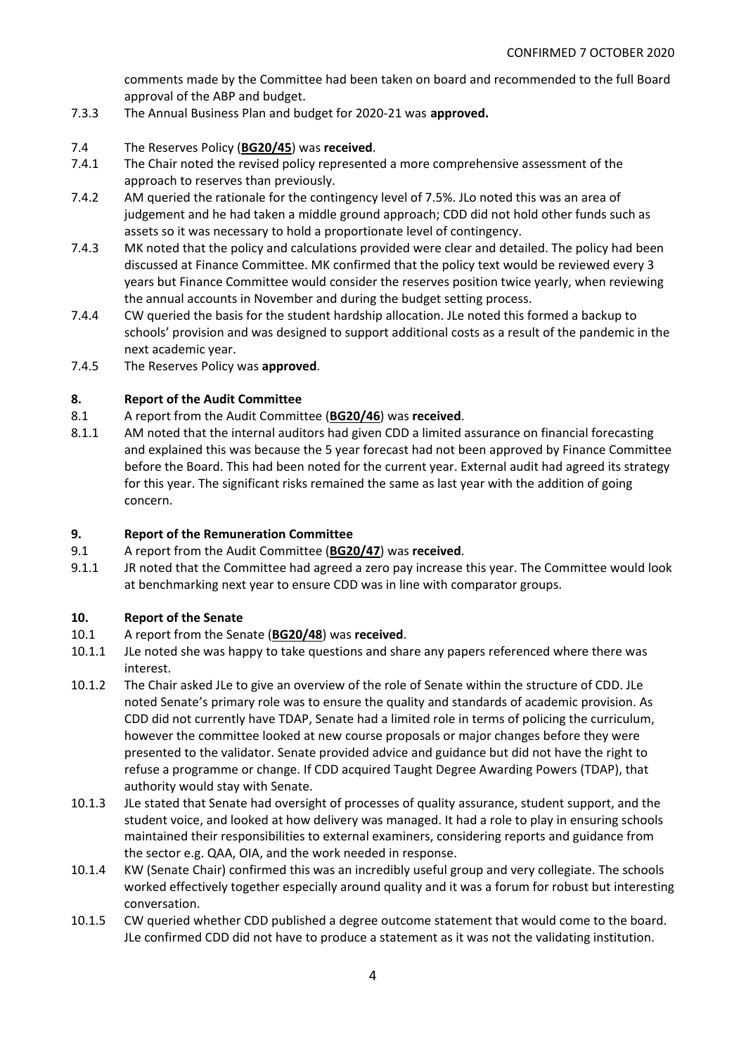comments made by the Committee had been taken on board and recommended to the full Board approval of the ABP and budget.

7.3.3 The Annual Business Plan and budget for 2020-21 was **approved.**

7.4 The Reserves Policy (**BG20/45**) was **received**.

7.4.1 The Chair noted the revised policy represented a more comprehensive assessment of the approach to reserves than previously.

7.4.2 AM queried the rationale for the contingency level of 7.5%. JLo noted this was an area of judgement and he had taken a middle ground approach; CDD did not hold other funds such as assets so it was necessary to hold a proportionate level of contingency.

7.4.3 MK noted that the policy and calculations provided were clear and detailed. The policy had been discussed at Finance Committee. MK confirmed that the policy text would be reviewed every 3 years but Finance Committee would consider the reserves position twice yearly, when reviewing the annual accounts in November and during the budget setting process.

7.4.4 CW queried the basis for the student hardship allocation. JLe noted this formed a backup to schools' provision and was designed to support additional costs as a result of the pandemic in the next academic year.

7.4.5 The Reserves Policy was **approved**.

## 8. Report of the Audit Committee

8.1 A report from the Audit Committee (**BG20/46**) was **received**.

8.1.1 AM noted that the internal auditors had given CDD a limited assurance on financial forecasting and explained this was because the 5 year forecast had not been approved by Finance Committee before the Board. This had been noted for the current year. External audit had agreed its strategy for this year. The significant risks remained the same as last year with the addition of going concern.

## 9. Report of the Remuneration Committee

9.1 A report from the Audit Committee (**BG20/47**) was **received**.

9.1.1 JR noted that the Committee had agreed a zero pay increase this year. The Committee would look at benchmarking next year to ensure CDD was in line with comparator groups.

## 10. Report of the Senate

10.1 A report from the Senate (**BG20/48**) was **received**.

10.1.1 JLe noted she was happy to take questions and share any papers referenced where there was interest.

10.1.2 The Chair asked JLe to give an overview of the role of Senate within the structure of CDD. JLe noted Senate's primary role was to ensure the quality and standards of academic provision. As CDD did not currently have TDAP, Senate had a limited role in terms of policing the curriculum, however the committee looked at new course proposals or major changes before they were presented to the validator. Senate provided advice and guidance but did not have the right to refuse a programme or change. If CDD acquired Taught Degree Awarding Powers (TDAP), that authority would stay with Senate.

10.1.3 JLe stated that Senate had oversight of processes of quality assurance, student support, and the student voice, and looked at how delivery was managed. It had a role to play in ensuring schools maintained their responsibilities to external examiners, considering reports and guidance from the sector e.g. QAA, OIA, and the work needed in response.

10.1.4 KW (Senate Chair) confirmed this was an incredibly useful group and very collegiate. The schools worked effectively together especially around quality and it was a forum for robust but interesting conversation.

10.1.5 CW queried whether CDD published a degree outcome statement that would come to the board. JLe confirmed CDD did not have to produce a statement as it was not the validating institution.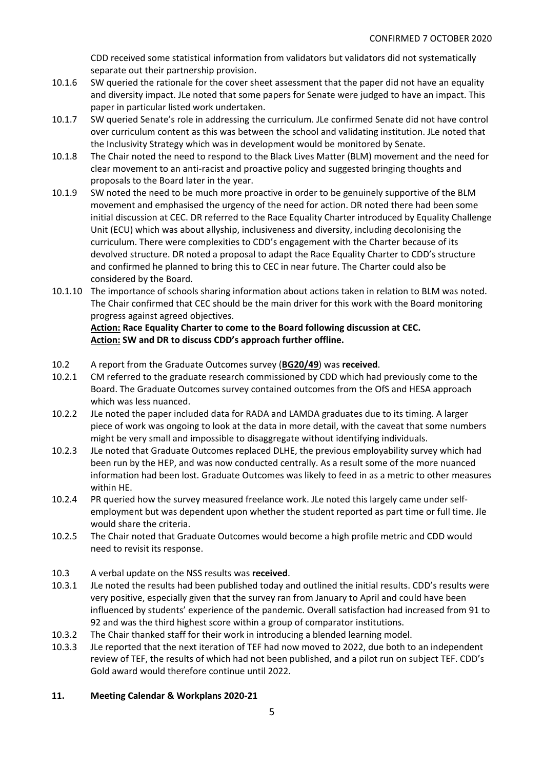CDD received some statistical information from validators but validators did not systematically separate out their partnership provision.

10.1.6 SW queried the rationale for the cover sheet assessment that the paper did not have an equality and diversity impact. JLe noted that some papers for Senate were judged to have an impact. This paper in particular listed work undertaken.

10.1.7 SW queried Senate's role in addressing the curriculum. JLe confirmed Senate did not have control over curriculum content as this was between the school and validating institution. JLe noted that the Inclusivity Strategy which was in development would be monitored by Senate.

10.1.8 The Chair noted the need to respond to the Black Lives Matter (BLM) movement and the need for clear movement to an anti-racist and proactive policy and suggested bringing thoughts and proposals to the Board later in the year.

10.1.9 SW noted the need to be much more proactive in order to be genuinely supportive of the BLM movement and emphasised the urgency of the need for action. DR noted there had been some initial discussion at CEC. DR referred to the Race Equality Charter introduced by Equality Challenge Unit (ECU) which was about allyship, inclusiveness and diversity, including decolonising the curriculum. There were complexities to CDD's engagement with the Charter because of its devolved structure. DR noted a proposal to adapt the Race Equality Charter to CDD's structure and confirmed he planned to bring this to CEC in near future. The Charter could also be considered by the Board.

10.1.10 The importance of schools sharing information about actions taken in relation to BLM was noted. The Chair confirmed that CEC should be the main driver for this work with the Board monitoring progress against agreed objectives.

**Action: Race Equality Charter to come to the Board following discussion at CEC.**
**Action: SW and DR to discuss CDD's approach further offline.**

10.2 A report from the Graduate Outcomes survey (**BG20/49**) was **received**.

10.2.1 CM referred to the graduate research commissioned by CDD which had previously come to the Board. The Graduate Outcomes survey contained outcomes from the OfS and HESA approach which was less nuanced.

10.2.2 JLe noted the paper included data for RADA and LAMDA graduates due to its timing. A larger piece of work was ongoing to look at the data in more detail, with the caveat that some numbers might be very small and impossible to disaggregate without identifying individuals.

10.2.3 JLe noted that Graduate Outcomes replaced DLHE, the previous employability survey which had been run by the HEP, and was now conducted centrally. As a result some of the more nuanced information had been lost. Graduate Outcomes was likely to feed in as a metric to other measures within HE.

10.2.4 PR queried how the survey measured freelance work. JLe noted this largely came under self-employment but was dependent upon whether the student reported as part time or full time. Jle would share the criteria.

10.2.5 The Chair noted that Graduate Outcomes would become a high profile metric and CDD would need to revisit its response.

10.3 A verbal update on the NSS results was **received**.

10.3.1 JLe noted the results had been published today and outlined the initial results. CDD's results were very positive, especially given that the survey ran from January to April and could have been influenced by students' experience of the pandemic. Overall satisfaction had increased from 91 to 92 and was the third highest score within a group of comparator institutions.

10.3.2 The Chair thanked staff for their work in introducing a blended learning model.

10.3.3 JLe reported that the next iteration of TEF had now moved to 2022, due both to an independent review of TEF, the results of which had not been published, and a pilot run on subject TEF. CDD's Gold award would therefore continue until 2022.

## 11. Meeting Calendar & Workplans 2020-21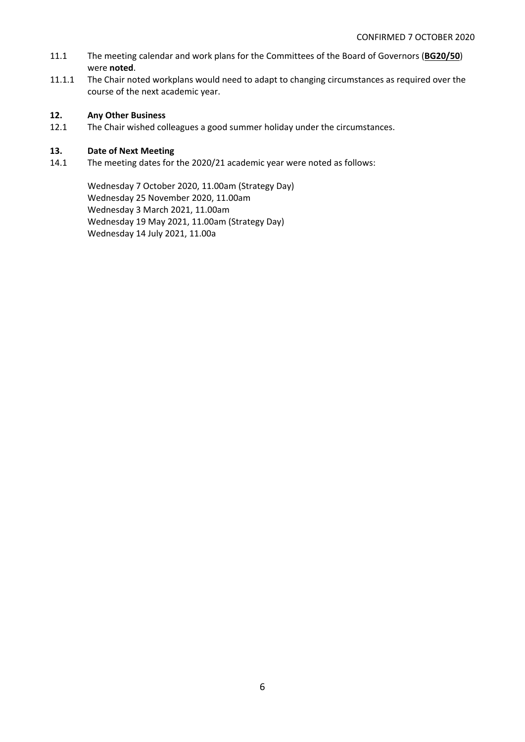CONFIRMED 7 OCTOBER 2020

11.1 The meeting calendar and work plans for the Committees of the Board of Governors (**BG20/50**) were **noted**.

11.1.1 The Chair noted workplans would need to adapt to changing circumstances as required over the course of the next academic year.

## 12. Any Other Business

12.1 The Chair wished colleagues a good summer holiday under the circumstances.

## 13. Date of Next Meeting

14.1 The meeting dates for the 2020/21 academic year were noted as follows:

Wednesday 7 October 2020, 11.00am (Strategy Day)
Wednesday 25 November 2020, 11.00am
Wednesday 3 March 2021, 11.00am
Wednesday 19 May 2021, 11.00am (Strategy Day)
Wednesday 14 July 2021, 11.00a